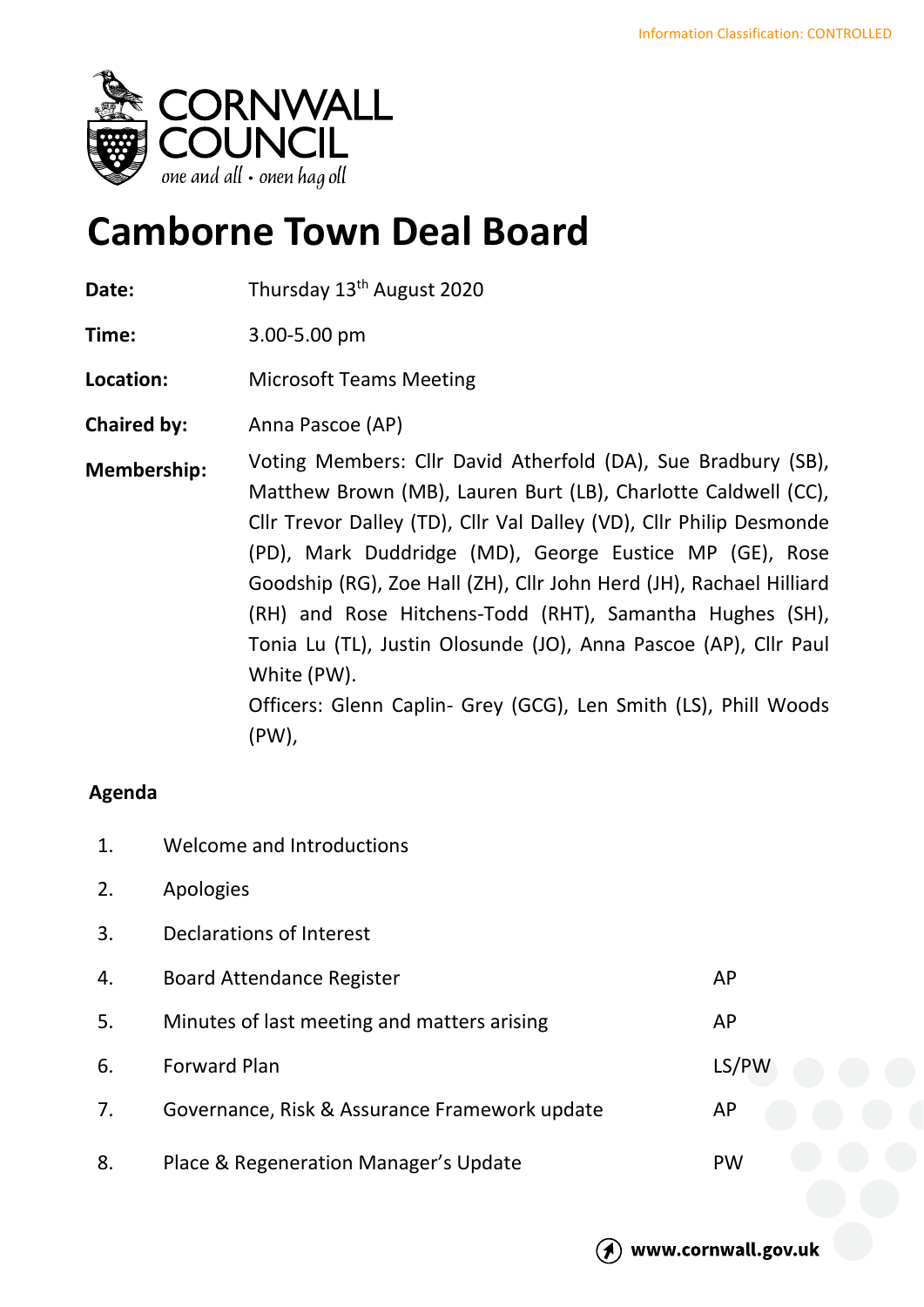Information Classification: CONTROLLED

CORNWALL COUNCIL
*one and all • onen hag oll*

# Camborne Town Deal Board

| | |
|---|---|
| **Date:** | Thursday 13th August 2020 |
| **Time:** | 3.00-5.00 pm |
| **Location:** | Microsoft Teams Meeting |
| **Chaired by:** | Anna Pascoe (AP) |
| **Membership:** | Voting Members: Cllr David Atherfold (DA), Sue Bradbury (SB), Matthew Brown (MB), Lauren Burt (LB), Charlotte Caldwell (CC), Cllr Trevor Dalley (TD), Cllr Val Dalley (VD), Cllr Philip Desmonde (PD), Mark Duddridge (MD), George Eustice MP (GE), Rose Goodship (RG), Zoe Hall (ZH), Cllr John Herd (JH), Rachael Hilliard (RH) and Rose Hitchens-Todd (RHT), Samantha Hughes (SH), Tonia Lu (TL), Justin Olosunde (JO), Anna Pascoe (AP), Cllr Paul White (PW).<br>Officers: Glenn Caplin- Grey (GCG), Len Smith (LS), Phill Woods (PW), |

## Agenda

| | | |
|---|---|---|
| 1. | Welcome and Introductions | |
| 2. | Apologies | |
| 3. | Declarations of Interest | |
| 4. | Board Attendance Register | AP |
| 5. | Minutes of last meeting and matters arising | AP |
| 6. | Forward Plan | LS/PW |
| 7. | Governance, Risk & Assurance Framework update | AP |
| 8. | Place & Regeneration Manager's Update | PW |

www.cornwall.gov.uk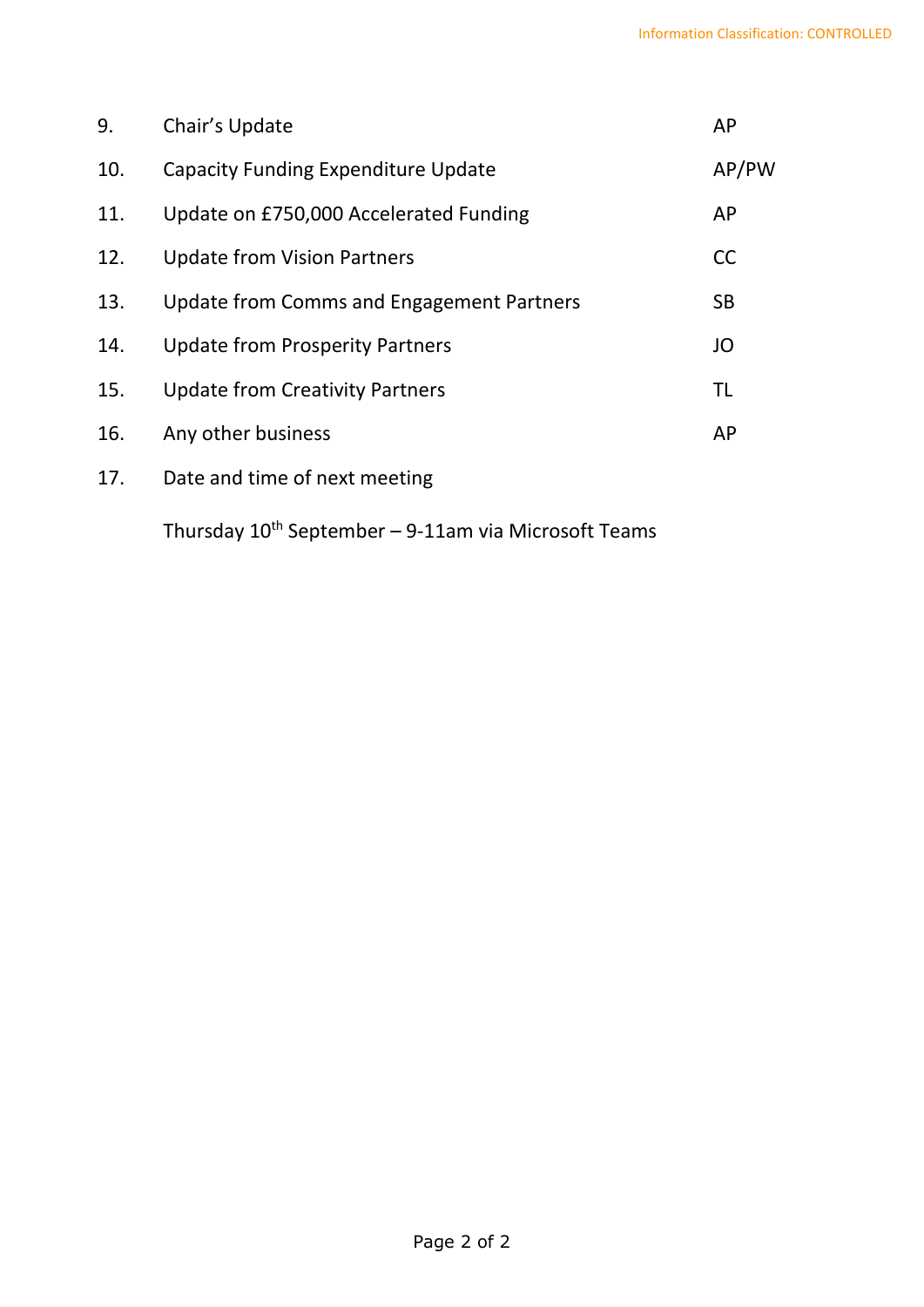| | | |
|---|---|---|
| 9. | Chair's Update | AP |
| 10. | Capacity Funding Expenditure Update | AP/PW |
| 11. | Update on £750,000 Accelerated Funding | AP |
| 12. | Update from Vision Partners | CC |
| 13. | Update from Comms and Engagement Partners | SB |
| 14. | Update from Prosperity Partners | JO |
| 15. | Update from Creativity Partners | TL |
| 16. | Any other business | AP |
| 17. | Date and time of next meeting | |

Thursday 10th September – 9-11am via Microsoft Teams